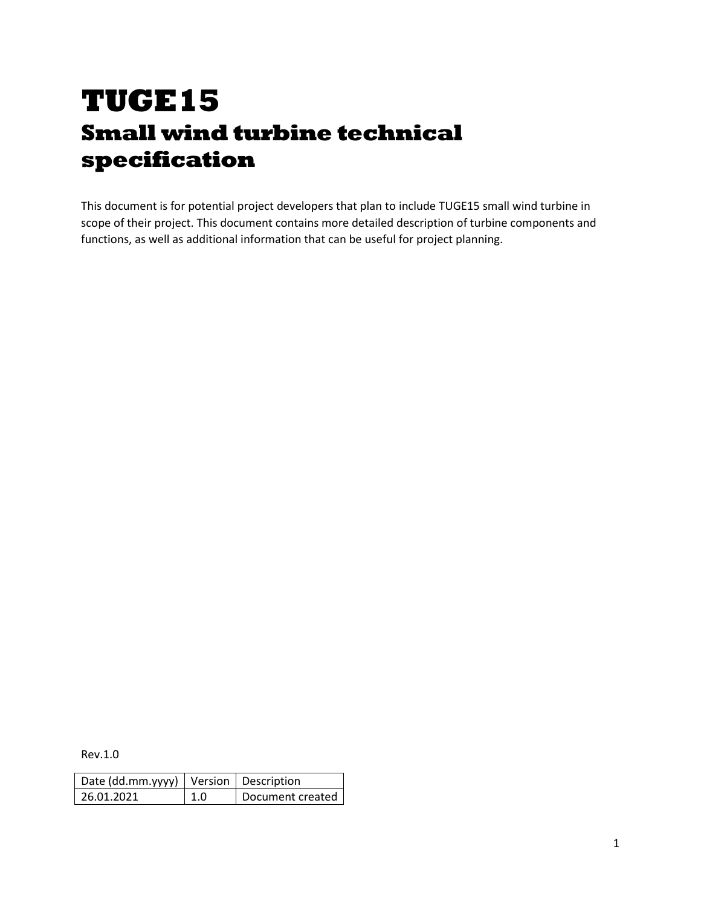# TUGE15

## Small wind turbine technical specification

This document is for potential project developers that plan to include TUGE15 small wind turbine in scope of their project. This document contains more detailed description of turbine components and functions, as well as additional information that can be useful for project planning.

Rev.1.0

| Date (dd.mm.yyyy) | Version | Description |
|---|---|---|
| 26.01.2021 | 1.0 | Document created |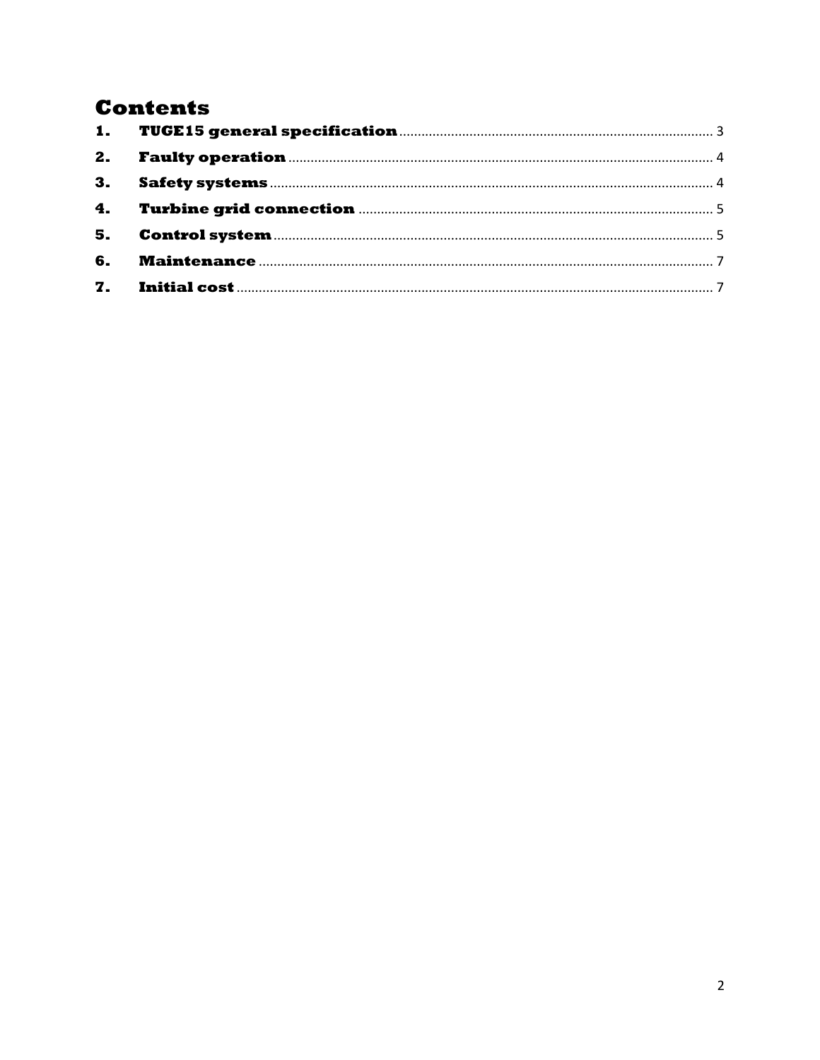# Contents

1. **TUGE15 general specification** .................................................... 3
2. **Faulty operation** .................................................... 4
3. **Safety systems** .................................................... 4
4. **Turbine grid connection** .................................................... 5
5. **Control system** .................................................... 5
6. **Maintenance** .................................................... 7
7. **Initial cost** .................................................... 7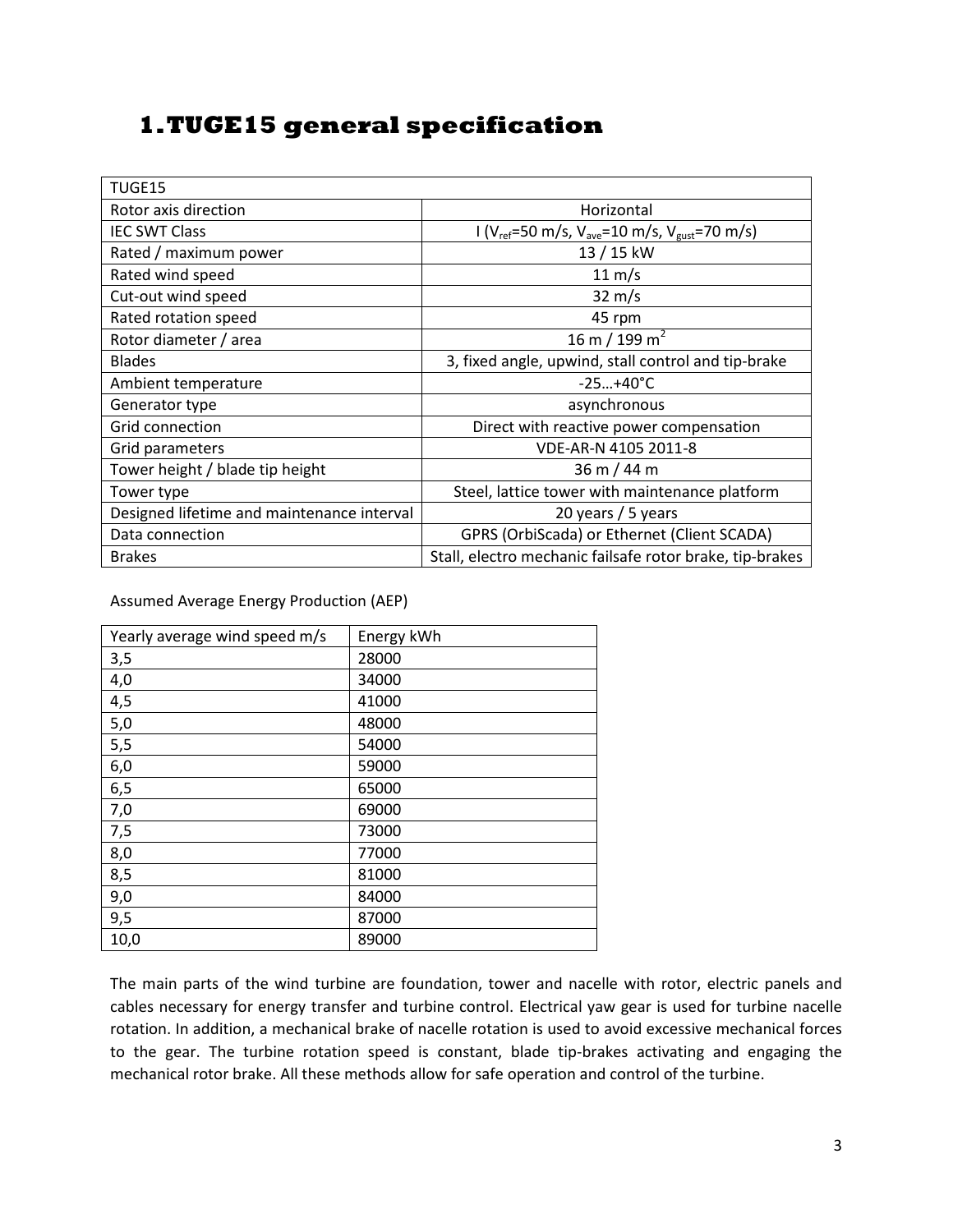# 1. TUGE15 general specification

| TUGE15 | |
|---|---|
| Rotor axis direction | Horizontal |
| IEC SWT Class | I ($V_{ref}$=50 m/s, $V_{ave}$=10 m/s, $V_{gust}$=70 m/s) |
| Rated / maximum power | 13 / 15 kW |
| Rated wind speed | 11 m/s |
| Cut-out wind speed | 32 m/s |
| Rated rotation speed | 45 rpm |
| Rotor diameter / area | 16 m / 199 $m^2$ |
| Blades | 3, fixed angle, upwind, stall control and tip-brake |
| Ambient temperature | -25…+40°C |
| Generator type | asynchronous |
| Grid connection | Direct with reactive power compensation |
| Grid parameters | VDE-AR-N 4105 2011-8 |
| Tower height / blade tip height | 36 m / 44 m |
| Tower type | Steel, lattice tower with maintenance platform |
| Designed lifetime and maintenance interval | 20 years / 5 years |
| Data connection | GPRS (OrbiScada) or Ethernet (Client SCADA) |
| Brakes | Stall, electro mechanic failsafe rotor brake, tip-brakes |

Assumed Average Energy Production (AEP)

| Yearly average wind speed m/s | Energy kWh |
|---|---|
| 3,5 | 28000 |
| 4,0 | 34000 |
| 4,5 | 41000 |
| 5,0 | 48000 |
| 5,5 | 54000 |
| 6,0 | 59000 |
| 6,5 | 65000 |
| 7,0 | 69000 |
| 7,5 | 73000 |
| 8,0 | 77000 |
| 8,5 | 81000 |
| 9,0 | 84000 |
| 9,5 | 87000 |
| 10,0 | 89000 |

The main parts of the wind turbine are foundation, tower and nacelle with rotor, electric panels and cables necessary for energy transfer and turbine control. Electrical yaw gear is used for turbine nacelle rotation. In addition, a mechanical brake of nacelle rotation is used to avoid excessive mechanical forces to the gear. The turbine rotation speed is constant, blade tip-brakes activating and engaging the mechanical rotor brake. All these methods allow for safe operation and control of the turbine.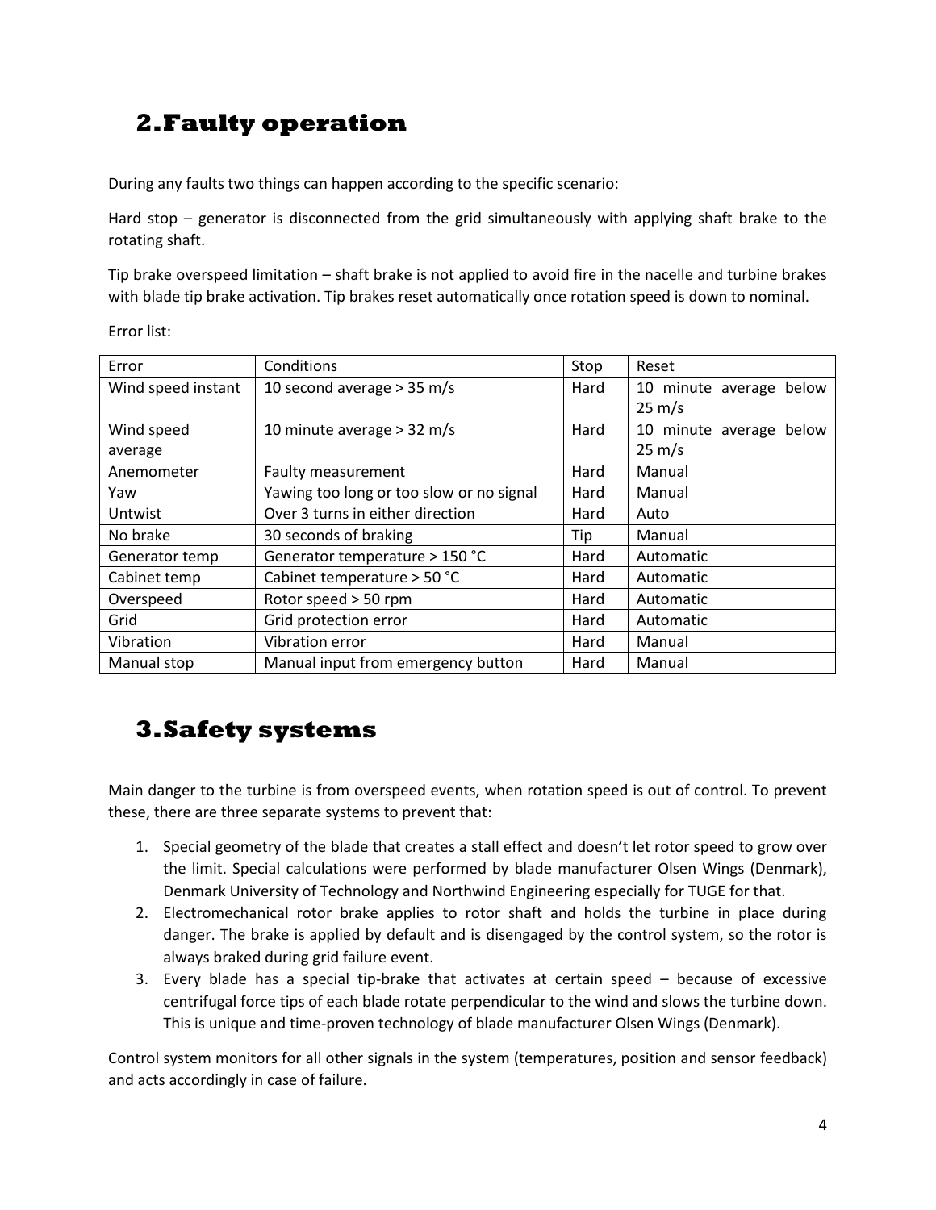## 2. Faulty operation

During any faults two things can happen according to the specific scenario:

Hard stop – generator is disconnected from the grid simultaneously with applying shaft brake to the rotating shaft.

Tip brake overspeed limitation – shaft brake is not applied to avoid fire in the nacelle and turbine brakes with blade tip brake activation. Tip brakes reset automatically once rotation speed is down to nominal.

Error list:

| Error | Conditions | Stop | Reset |
|---|---|---|---|
| Wind speed instant | 10 second average > 35 m/s | Hard | 10 minute average below 25 m/s |
| Wind speed average | 10 minute average > 32 m/s | Hard | 10 minute average below 25 m/s |
| Anemometer | Faulty measurement | Hard | Manual |
| Yaw | Yawing too long or too slow or no signal | Hard | Manual |
| Untwist | Over 3 turns in either direction | Hard | Auto |
| No brake | 30 seconds of braking | Tip | Manual |
| Generator temp | Generator temperature > 150 °C | Hard | Automatic |
| Cabinet temp | Cabinet temperature > 50 °C | Hard | Automatic |
| Overspeed | Rotor speed > 50 rpm | Hard | Automatic |
| Grid | Grid protection error | Hard | Automatic |
| Vibration | Vibration error | Hard | Manual |
| Manual stop | Manual input from emergency button | Hard | Manual |

## 3. Safety systems

Main danger to the turbine is from overspeed events, when rotation speed is out of control. To prevent these, there are three separate systems to prevent that:

1. Special geometry of the blade that creates a stall effect and doesn't let rotor speed to grow over the limit. Special calculations were performed by blade manufacturer Olsen Wings (Denmark), Denmark University of Technology and Northwind Engineering especially for TUGE for that.
2. Electromechanical rotor brake applies to rotor shaft and holds the turbine in place during danger. The brake is applied by default and is disengaged by the control system, so the rotor is always braked during grid failure event.
3. Every blade has a special tip-brake that activates at certain speed – because of excessive centrifugal force tips of each blade rotate perpendicular to the wind and slows the turbine down. This is unique and time-proven technology of blade manufacturer Olsen Wings (Denmark).

Control system monitors for all other signals in the system (temperatures, position and sensor feedback) and acts accordingly in case of failure.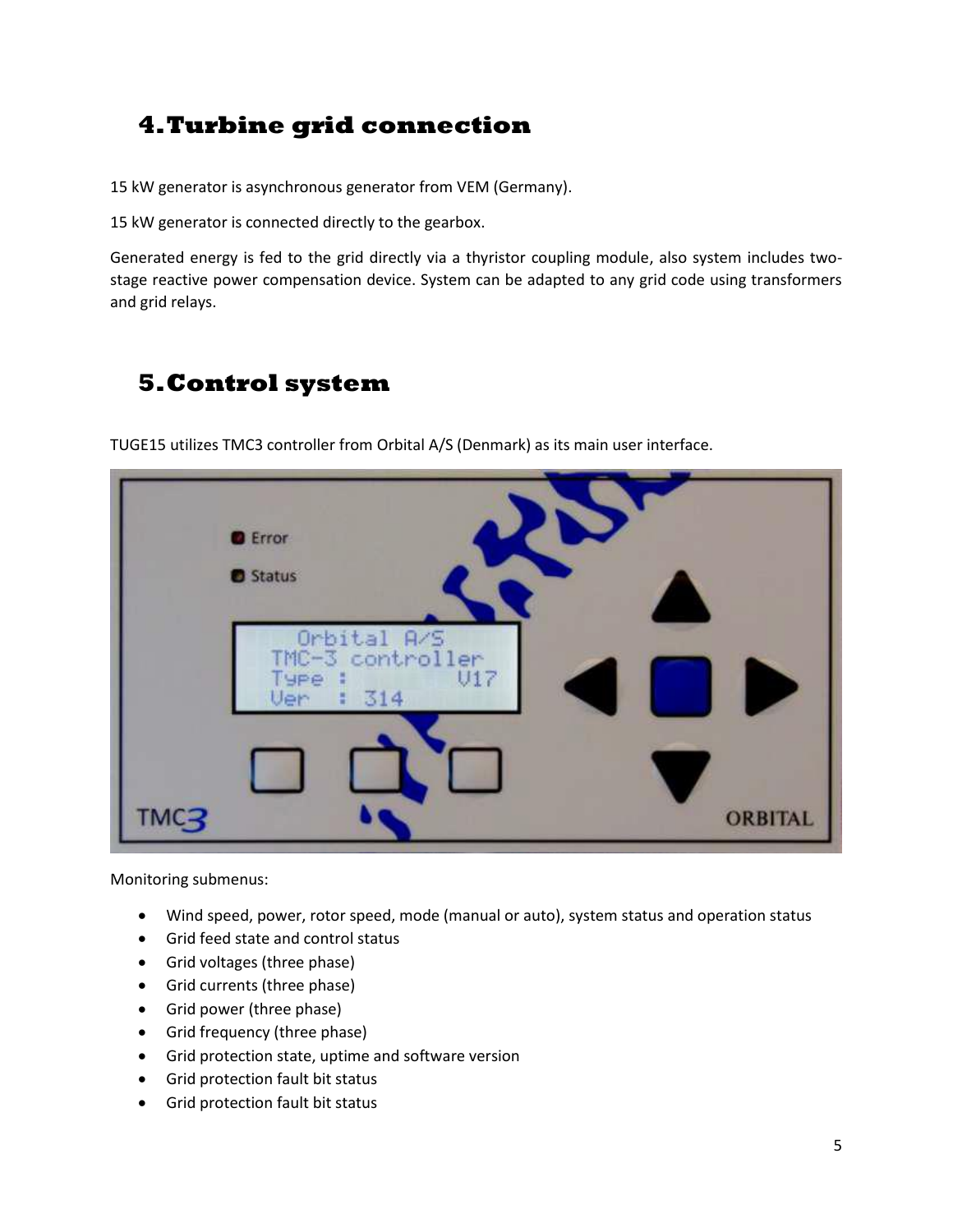# 4. Turbine grid connection

15 kW generator is asynchronous generator from VEM (Germany).

15 kW generator is connected directly to the gearbox.

Generated energy is fed to the grid directly via a thyristor coupling module, also system includes two-stage reactive power compensation device. System can be adapted to any grid code using transformers and grid relays.

# 5. Control system

TUGE15 utilizes TMC3 controller from Orbital A/S (Denmark) as its main user interface.

Monitoring submenus:

- Wind speed, power, rotor speed, mode (manual or auto), system status and operation status
- Grid feed state and control status
- Grid voltages (three phase)
- Grid currents (three phase)
- Grid power (three phase)
- Grid frequency (three phase)
- Grid protection state, uptime and software version
- Grid protection fault bit status
- Grid protection fault bit status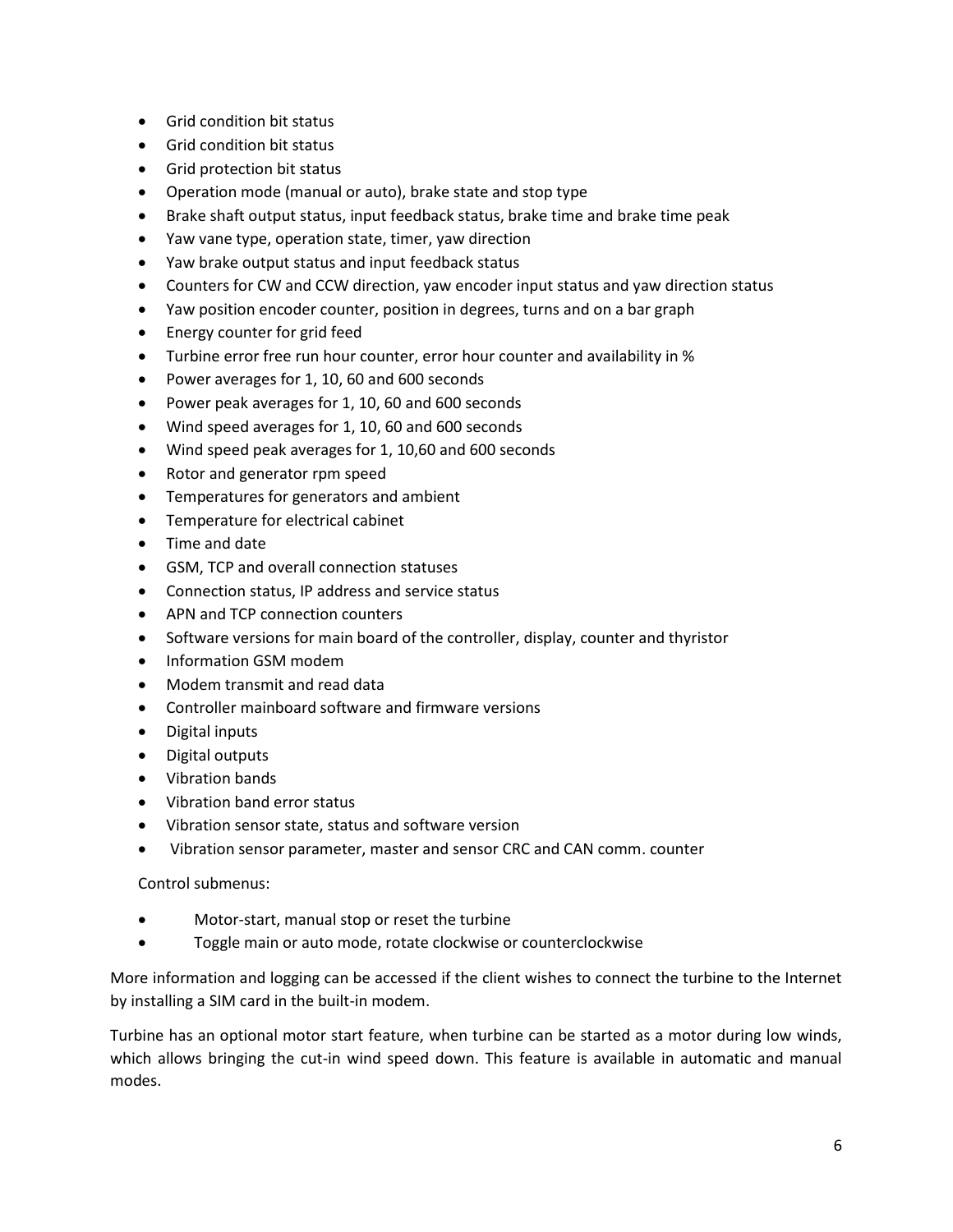- Grid condition bit status
- Grid condition bit status
- Grid protection bit status
- Operation mode (manual or auto), brake state and stop type
- Brake shaft output status, input feedback status, brake time and brake time peak
- Yaw vane type, operation state, timer, yaw direction
- Yaw brake output status and input feedback status
- Counters for CW and CCW direction, yaw encoder input status and yaw direction status
- Yaw position encoder counter, position in degrees, turns and on a bar graph
- Energy counter for grid feed
- Turbine error free run hour counter, error hour counter and availability in %
- Power averages for 1, 10, 60 and 600 seconds
- Power peak averages for 1, 10, 60 and 600 seconds
- Wind speed averages for 1, 10, 60 and 600 seconds
- Wind speed peak averages for 1, 10,60 and 600 seconds
- Rotor and generator rpm speed
- Temperatures for generators and ambient
- Temperature for electrical cabinet
- Time and date
- GSM, TCP and overall connection statuses
- Connection status, IP address and service status
- APN and TCP connection counters
- Software versions for main board of the controller, display, counter and thyristor
- Information GSM modem
- Modem transmit and read data
- Controller mainboard software and firmware versions
- Digital inputs
- Digital outputs
- Vibration bands
- Vibration band error status
- Vibration sensor state, status and software version
- Vibration sensor parameter, master and sensor CRC and CAN comm. counter

Control submenus:

- Motor-start, manual stop or reset the turbine
- Toggle main or auto mode, rotate clockwise or counterclockwise

More information and logging can be accessed if the client wishes to connect the turbine to the Internet by installing a SIM card in the built-in modem.

Turbine has an optional motor start feature, when turbine can be started as a motor during low winds, which allows bringing the cut-in wind speed down. This feature is available in automatic and manual modes.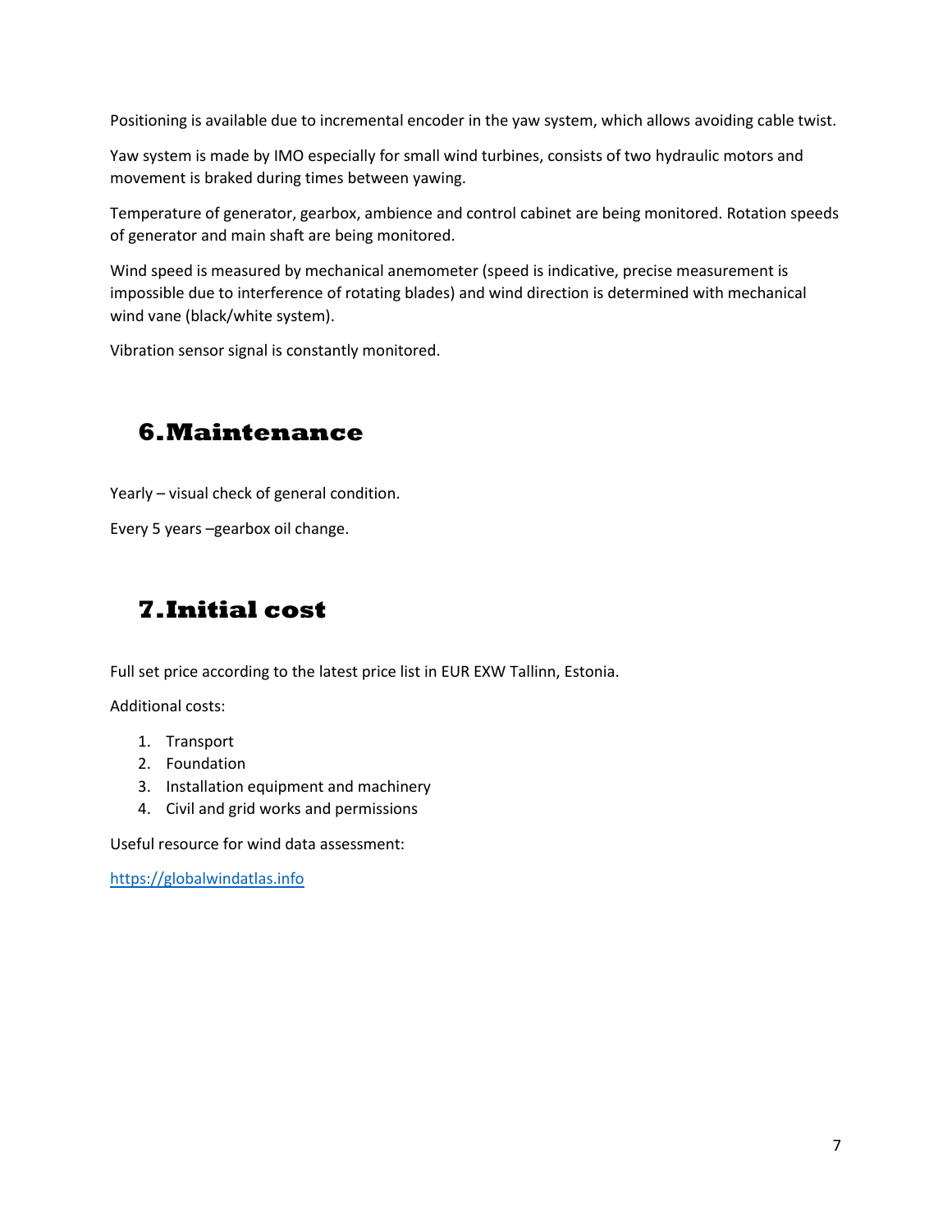Positioning is available due to incremental encoder in the yaw system, which allows avoiding cable twist.

Yaw system is made by IMO especially for small wind turbines, consists of two hydraulic motors and movement is braked during times between yawing.

Temperature of generator, gearbox, ambience and control cabinet are being monitored. Rotation speeds of generator and main shaft are being monitored.

Wind speed is measured by mechanical anemometer (speed is indicative, precise measurement is impossible due to interference of rotating blades) and wind direction is determined with mechanical wind vane (black/white system).

Vibration sensor signal is constantly monitored.

# 6. Maintenance

Yearly – visual check of general condition.

Every 5 years –gearbox oil change.

# 7. Initial cost

Full set price according to the latest price list in EUR EXW Tallinn, Estonia.

Additional costs:

1. Transport
2. Foundation
3. Installation equipment and machinery
4. Civil and grid works and permissions

Useful resource for wind data assessment:

https://globalwindatlas.info